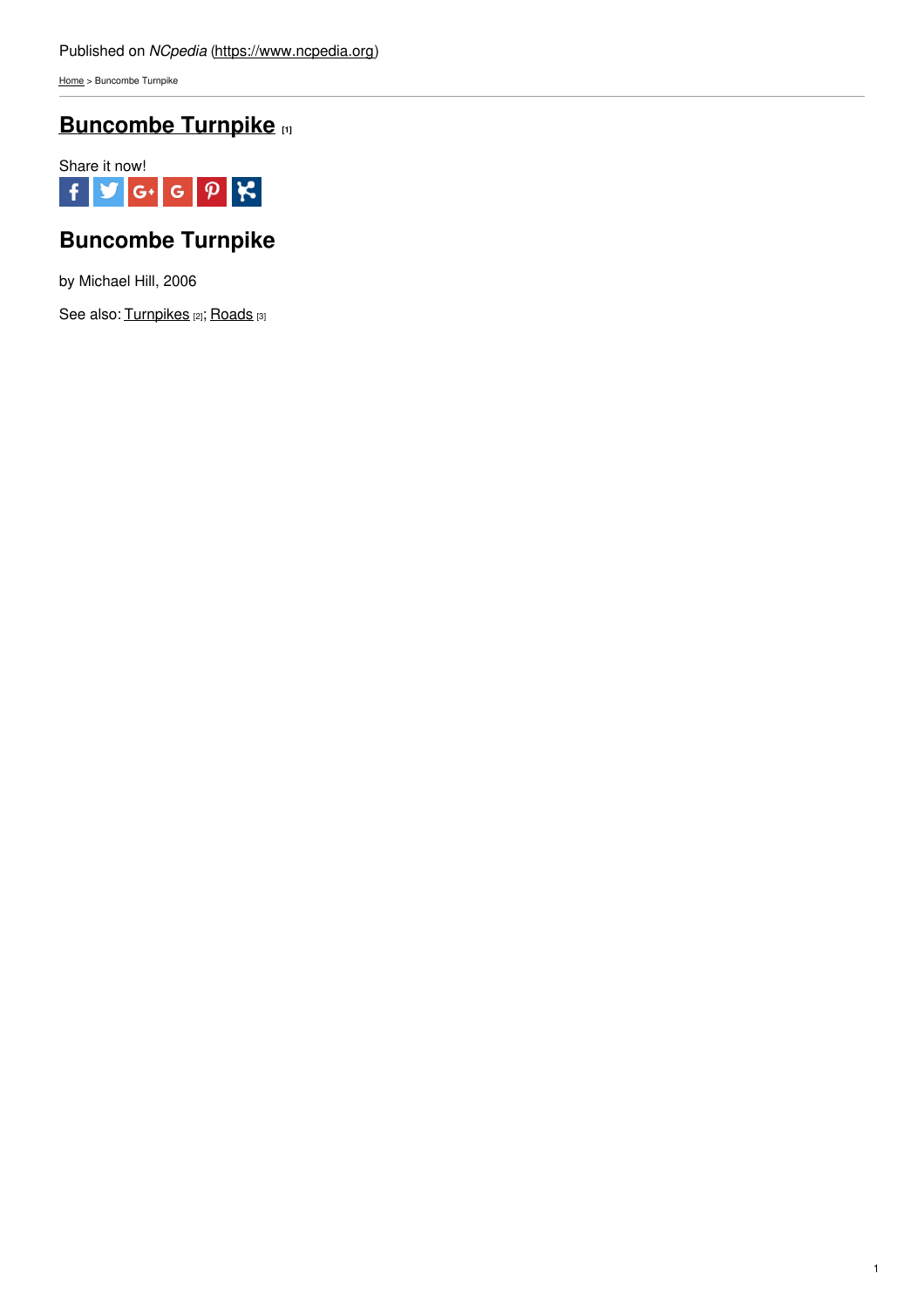Published on *NCpedia* (https://www.ncpedia.org)

Home > Buncombe Turnpike

# Buncombe Turnpike [1]

Share it now!

## Buncombe Turnpike

by Michael Hill, 2006

See also: Turnpikes [2]; Roads [3]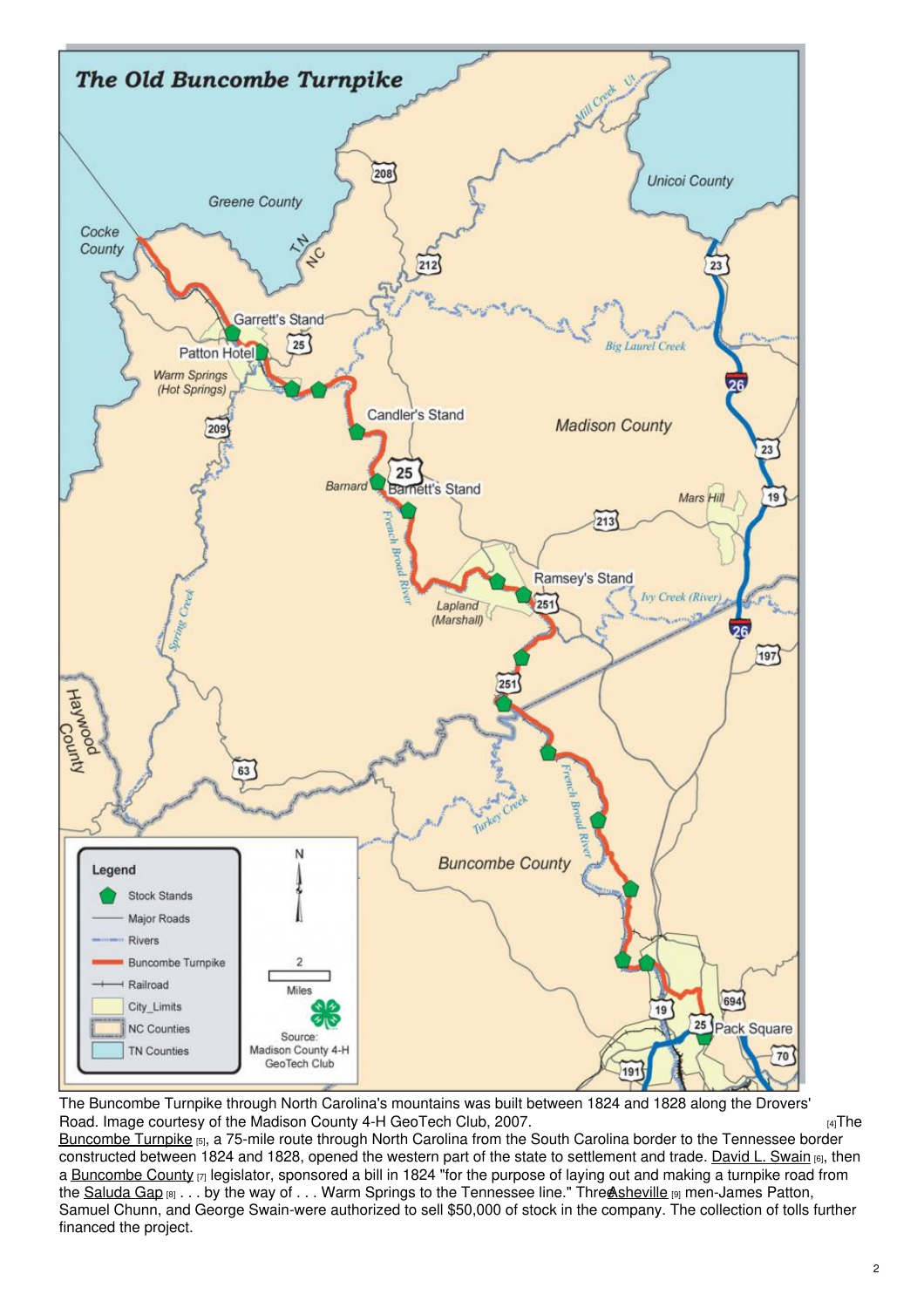The Buncombe Turnpike through North Carolina's mountains was built between 1824 and 1828 along the Drovers' Road. Image courtesy of the Madison County 4-H GeoTech Club, 2007. [4]

The Buncombe Turnpike [5], a 75-mile route through North Carolina from the South Carolina border to the Tennessee border constructed between 1824 and 1828, opened the western part of the state to settlement and trade. David L. Swain [6], then a Buncombe County [7] legislator, sponsored a bill in 1824 "for the purpose of laying out and making a turnpike road from the Saluda Gap [8] . . . by the way of . . . Warm Springs to the Tennessee line." Three Asheville [9] men-James Patton, Samuel Chunn, and George Swain-were authorized to sell $50,000 of stock in the company. The collection of tolls further financed the project.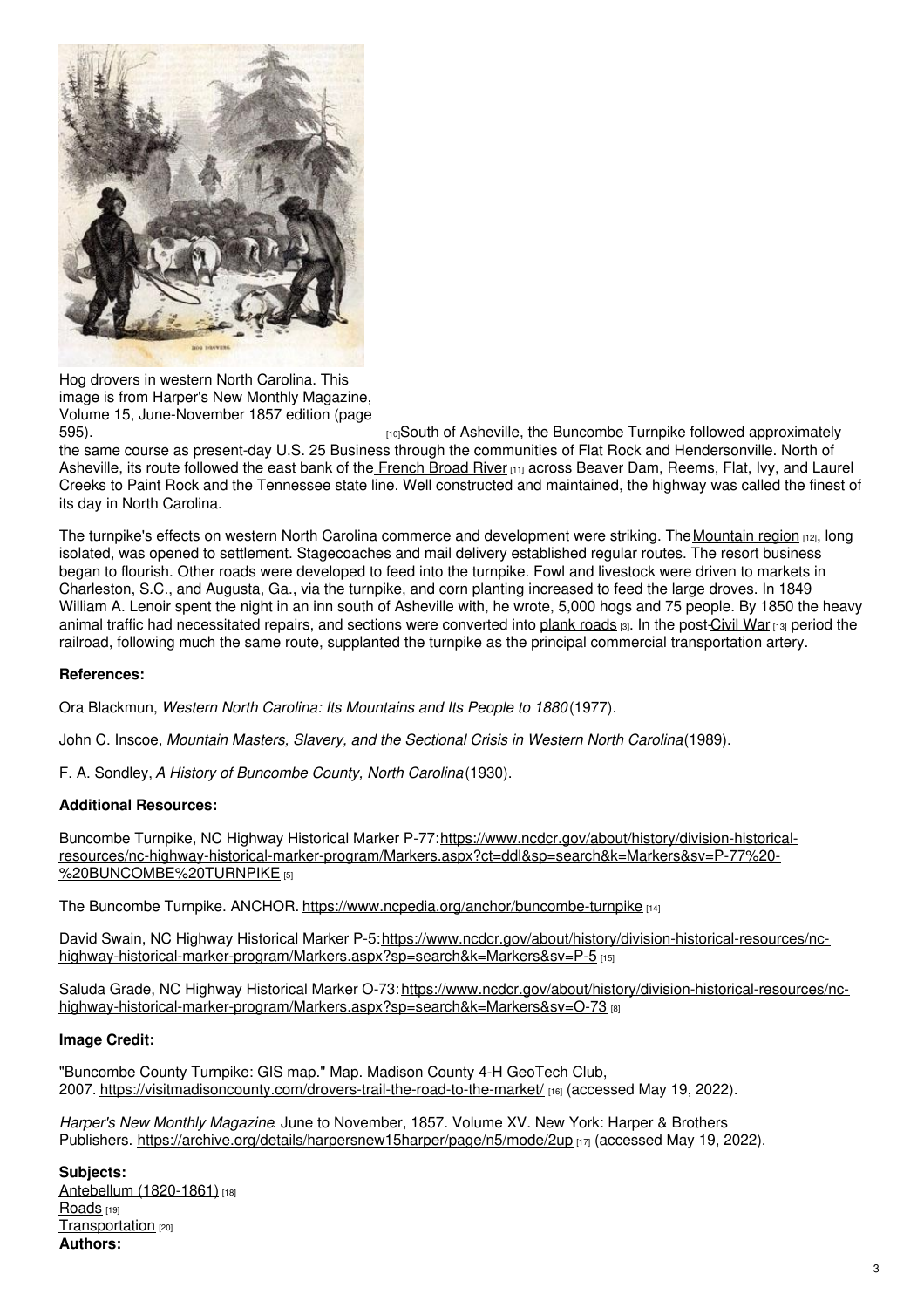Hog drovers in western North Carolina. This image is from Harper's New Monthly Magazine, Volume 15, June-November 1857 edition (page 595).

[10] South of Asheville, the Buncombe Turnpike followed approximately the same course as present-day U.S. 25 Business through the communities of Flat Rock and Hendersonville. North of Asheville, its route followed the east bank of the French Broad River [11] across Beaver Dam, Reems, Flat, Ivy, and Laurel Creeks to Paint Rock and the Tennessee state line. Well constructed and maintained, the highway was called the finest of its day in North Carolina.

The turnpike's effects on western North Carolina commerce and development were striking. The Mountain region [12], long isolated, was opened to settlement. Stagecoaches and mail delivery established regular routes. The resort business began to flourish. Other roads were developed to feed into the turnpike. Fowl and livestock were driven to markets in Charleston, S.C., and Augusta, Ga., via the turnpike, and corn planting increased to feed the large droves. In 1849 William A. Lenoir spent the night in an inn south of Asheville with, he wrote, 5,000 hogs and 75 people. By 1850 the heavy animal traffic had necessitated repairs, and sections were converted into plank roads [3]. In the post-Civil War [13] period the railroad, following much the same route, supplanted the turnpike as the principal commercial transportation artery.

**References:**

Ora Blackmun, *Western North Carolina: Its Mountains and Its People to 1880* (1977).

John C. Inscoe, *Mountain Masters, Slavery, and the Sectional Crisis in Western North Carolina* (1989).

F. A. Sondley, *A History of Buncombe County, North Carolina* (1930).

**Additional Resources:**

Buncombe Turnpike, NC Highway Historical Marker P-77: https://www.ncdcr.gov/about/history/division-historical-resources/nc-highway-historical-marker-program/Markers.aspx?ct=ddl&sp=search&k=Markers&sv=P-77%20-%20BUNCOMBE%20TURNPIKE [5]

The Buncombe Turnpike. ANCHOR. https://www.ncpedia.org/anchor/buncombe-turnpike [14]

David Swain, NC Highway Historical Marker P-5: https://www.ncdcr.gov/about/history/division-historical-resources/nc-highway-historical-marker-program/Markers.aspx?sp=search&k=Markers&sv=P-5 [15]

Saluda Grade, NC Highway Historical Marker O-73: https://www.ncdcr.gov/about/history/division-historical-resources/nc-highway-historical-marker-program/Markers.aspx?sp=search&k=Markers&sv=O-73 [8]

**Image Credit:**

"Buncombe County Turnpike: GIS map." Map. Madison County 4-H GeoTech Club, 2007. https://visitmadisoncounty.com/drovers-trail-the-road-to-the-market/ [16] (accessed May 19, 2022).

*Harper's New Monthly Magazine*. June to November, 1857. Volume XV. New York: Harper & Brothers Publishers. https://archive.org/details/harpersnew15harper/page/n5/mode/2up [17] (accessed May 19, 2022).

**Subjects:**
Antebellum (1820-1861) [18]
Roads [19]
Transportation [20]
**Authors:**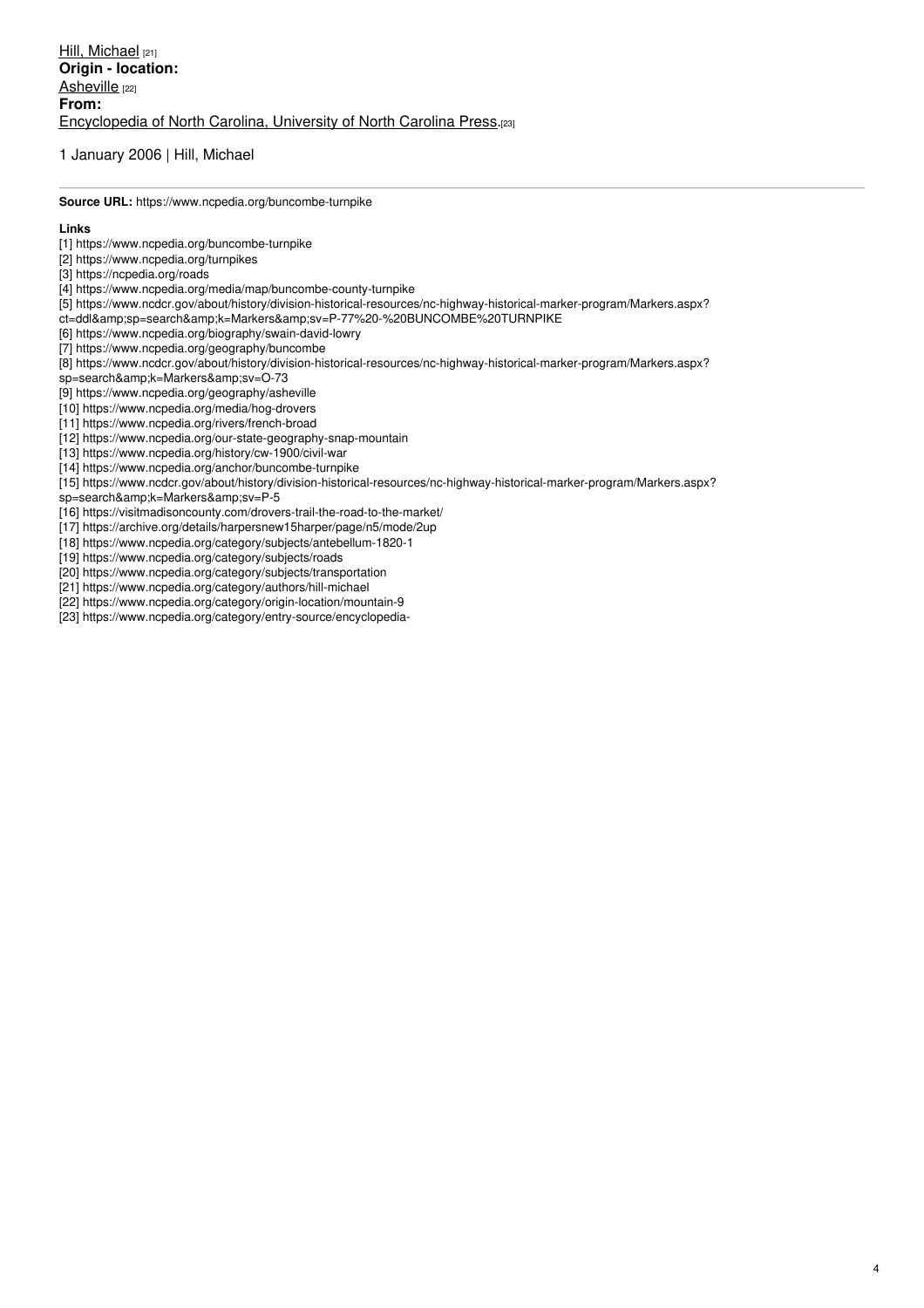Hill, Michael [21]
**Origin - location:**
Asheville [22]
**From:**
Encyclopedia of North Carolina, University of North Carolina Press.[23]

1 January 2006 | Hill, Michael

---

**Source URL:** https://www.ncpedia.org/buncombe-turnpike

**Links**

[1] https://www.ncpedia.org/buncombe-turnpike
[2] https://www.ncpedia.org/turnpikes
[3] https://ncpedia.org/roads
[4] https://www.ncpedia.org/media/map/buncombe-county-turnpike
[5] https://www.ncdcr.gov/about/history/division-historical-resources/nc-highway-historical-marker-program/Markers.aspx?ct=ddl&amp;sp=search&amp;k=Markers&amp;sv=P-77%20-%20BUNCOMBE%20TURNPIKE
[6] https://www.ncpedia.org/biography/swain-david-lowry
[7] https://www.ncpedia.org/geography/buncombe
[8] https://www.ncdcr.gov/about/history/division-historical-resources/nc-highway-historical-marker-program/Markers.aspx?sp=search&amp;k=Markers&amp;sv=O-73
[9] https://www.ncpedia.org/geography/asheville
[10] https://www.ncpedia.org/media/hog-drovers
[11] https://www.ncpedia.org/rivers/french-broad
[12] https://www.ncpedia.org/our-state-geography-snap-mountain
[13] https://www.ncpedia.org/history/cw-1900/civil-war
[14] https://www.ncpedia.org/anchor/buncombe-turnpike
[15] https://www.ncdcr.gov/about/history/division-historical-resources/nc-highway-historical-marker-program/Markers.aspx?sp=search&amp;k=Markers&amp;sv=P-5
[16] https://visitmadisoncounty.com/drovers-trail-the-road-to-the-market/
[17] https://archive.org/details/harpersnew15harper/page/n5/mode/2up
[18] https://www.ncpedia.org/category/subjects/antebellum-1820-1
[19] https://www.ncpedia.org/category/subjects/roads
[20] https://www.ncpedia.org/category/subjects/transportation
[21] https://www.ncpedia.org/category/authors/hill-michael
[22] https://www.ncpedia.org/category/origin-location/mountain-9
[23] https://www.ncpedia.org/category/entry-source/encyclopedia-